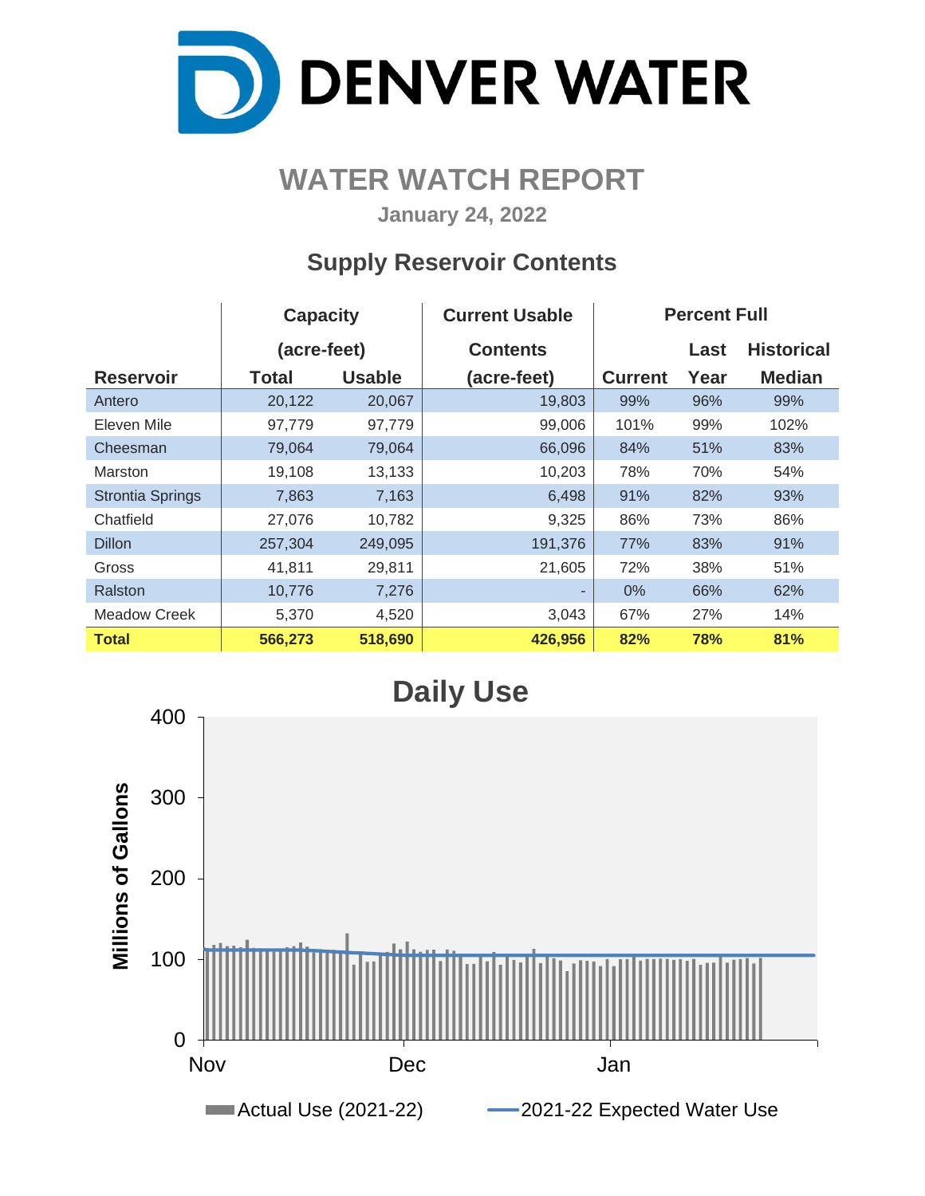# DENVER WATER

## WATER WATCH REPORT

**January 24, 2022**

### Supply Reservoir Contents

| Reservoir | Capacity (acre-feet) Total | Capacity (acre-feet) Usable | Current Usable Contents (acre-feet) | Percent Full Current | Percent Full Last Year | Percent Full Historical Median |
|---|---|---|---|---|---|---|
| Antero | 20,122 | 20,067 | 19,803 | 99% | 96% | 99% |
| Eleven Mile | 97,779 | 97,779 | 99,006 | 101% | 99% | 102% |
| Cheesman | 79,064 | 79,064 | 66,096 | 84% | 51% | 83% |
| Marston | 19,108 | 13,133 | 10,203 | 78% | 70% | 54% |
| Strontia Springs | 7,863 | 7,163 | 6,498 | 91% | 82% | 93% |
| Chatfield | 27,076 | 10,782 | 9,325 | 86% | 73% | 86% |
| Dillon | 257,304 | 249,095 | 191,376 | 77% | 83% | 91% |
| Gross | 41,811 | 29,811 | 21,605 | 72% | 38% | 51% |
| Ralston | 10,776 | 7,276 | - | 0% | 66% | 62% |
| Meadow Creek | 5,370 | 4,520 | 3,043 | 67% | 27% | 14% |
| **Total** | **566,273** | **518,690** | **426,956** | **82%** | **78%** | **81%** |

### Daily Use

Millions of Gallons (0–400); Nov, Dec, Jan

Actual Use (2021-22) — 2021-22 Expected Water Use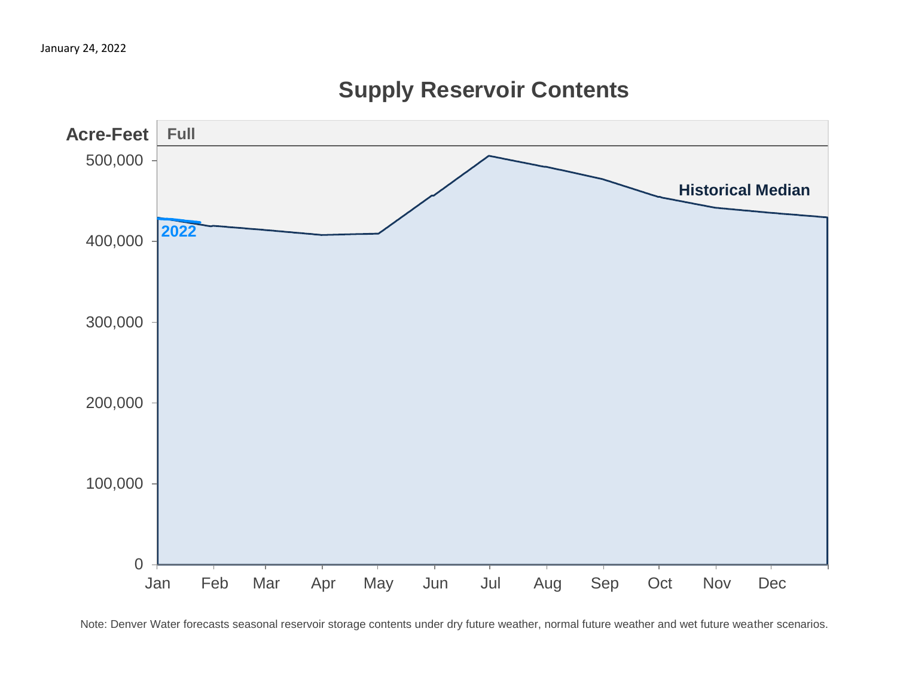January 24, 2022

## Supply Reservoir Contents

Acre-Feet

Full

500,000

400,000

300,000

200,000

100,000

0

Jan Feb Mar Apr May Jun Jul Aug Sep Oct Nov Dec

2022

Historical Median

Note: Denver Water forecasts seasonal reservoir storage contents under dry future weather, normal future weather and wet future weather scenarios.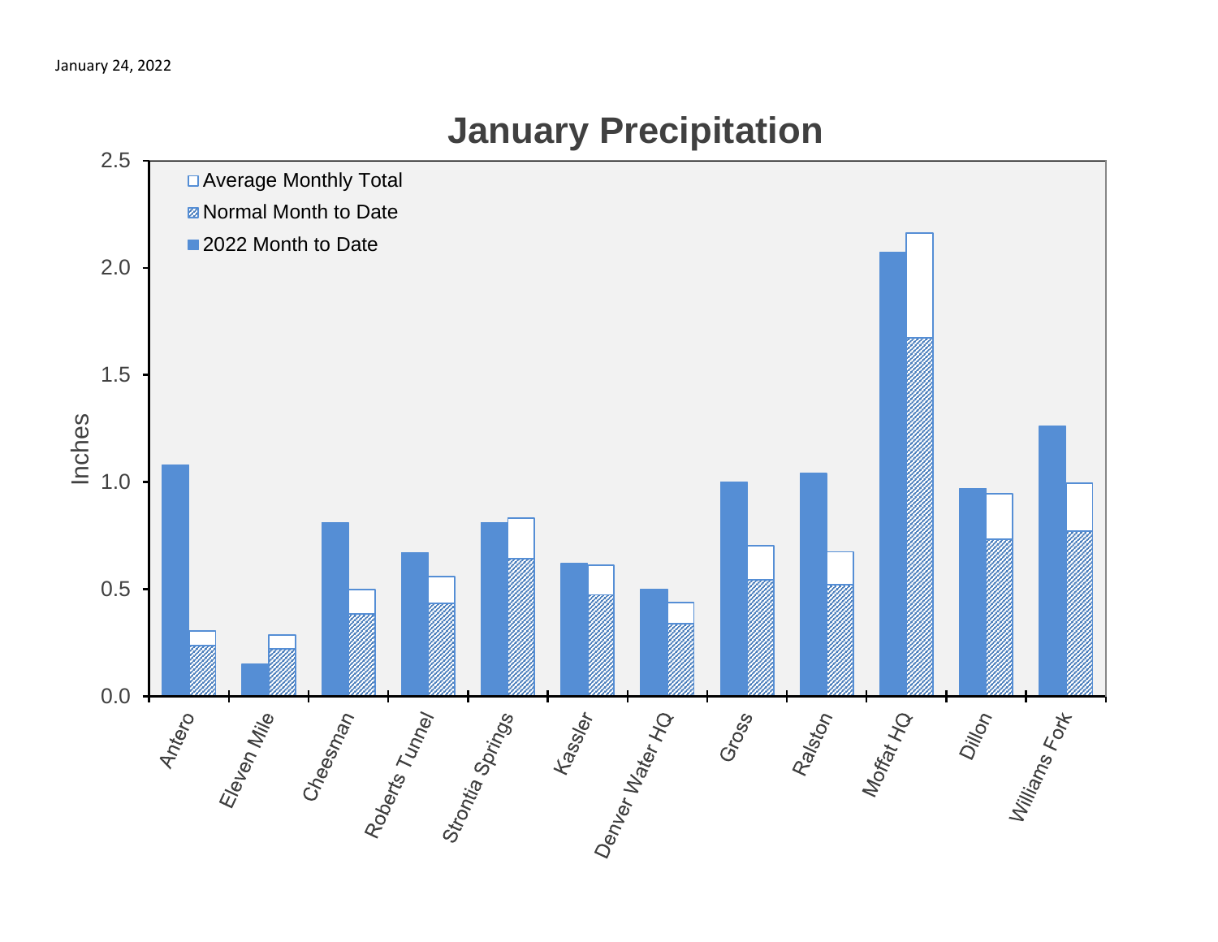January 24, 2022

## January Precipitation

Inches

- Average Monthly Total
- Normal Month to Date
- 2022 Month to Date

Antero, Eleven Mile, Cheesman, Roberts Tunnel, Strontia Springs, Kassler, Denver Water HQ, Gross, Ralston, Moffat HQ, Dillon, Williams Fork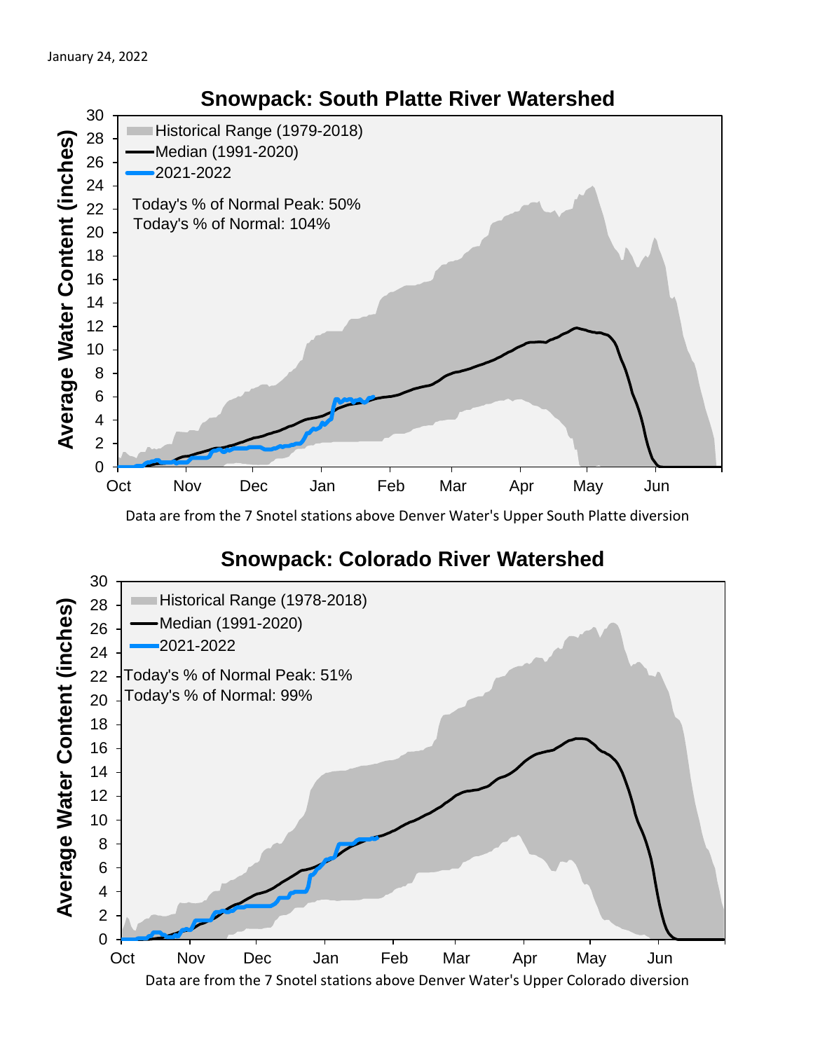January 24, 2022

## Snowpack: South Platte River Watershed

Historical Range (1979-2018)
Median (1991-2020)
2021-2022

Today's % of Normal Peak: 50%
Today's % of Normal: 104%

Average Water Content (inches)

Data are from the 7 Snotel stations above Denver Water's Upper South Platte diversion

## Snowpack: Colorado River Watershed

Historical Range (1978-2018)
Median (1991-2020)
2021-2022

Today's % of Normal Peak: 51%
Today's % of Normal: 99%

Average Water Content (inches)

Data are from the 7 Snotel stations above Denver Water's Upper Colorado diversion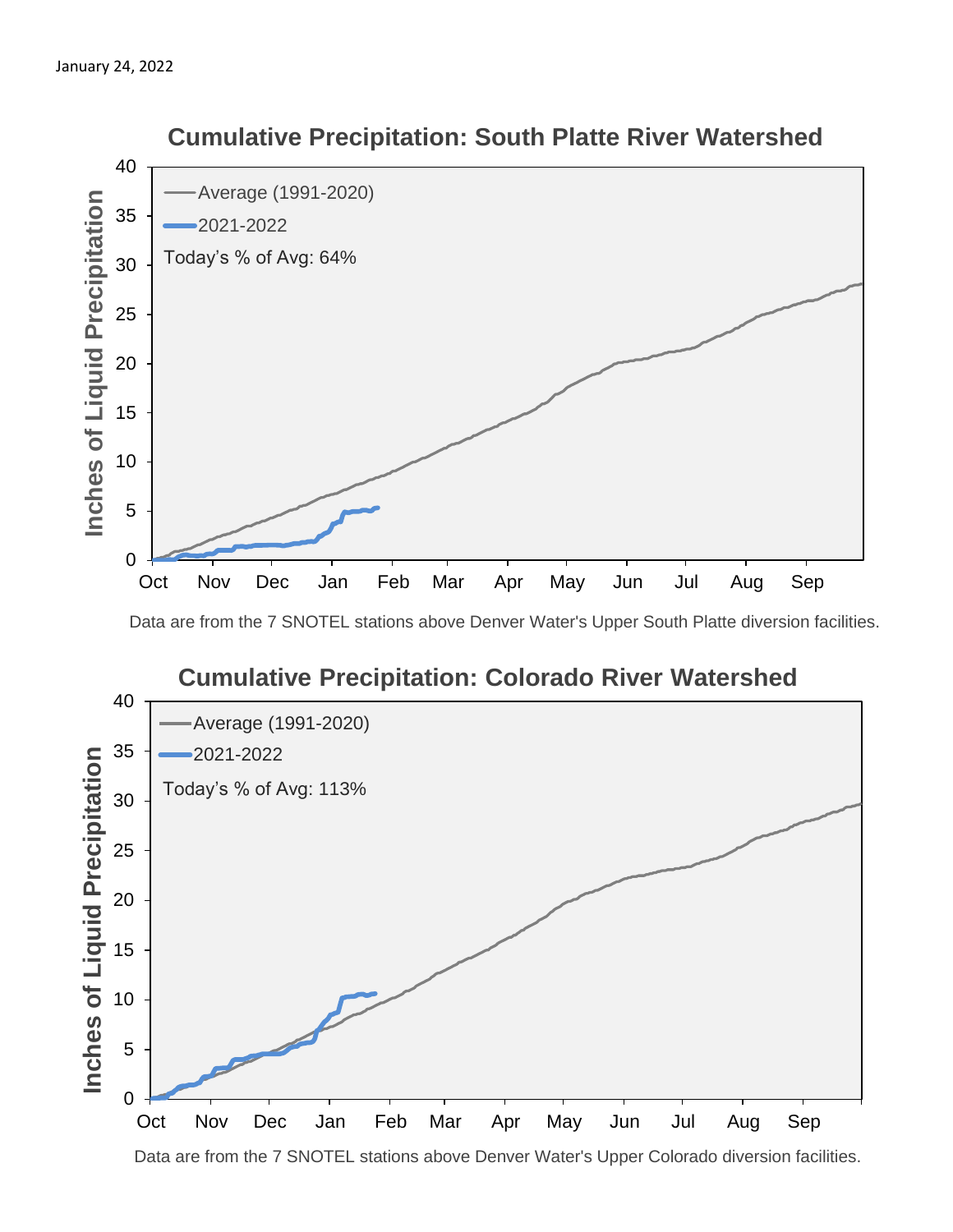January 24, 2022

## Cumulative Precipitation: South Platte River Watershed

Inches of Liquid Precipitation

- Average (1991-2020)
- 2021-2022

Today's % of Avg: 64%

Data are from the 7 SNOTEL stations above Denver Water's Upper South Platte diversion facilities.

## Cumulative Precipitation: Colorado River Watershed

Inches of Liquid Precipitation

- Average (1991-2020)
- 2021-2022

Today's % of Avg: 113%

Data are from the 7 SNOTEL stations above Denver Water's Upper Colorado diversion facilities.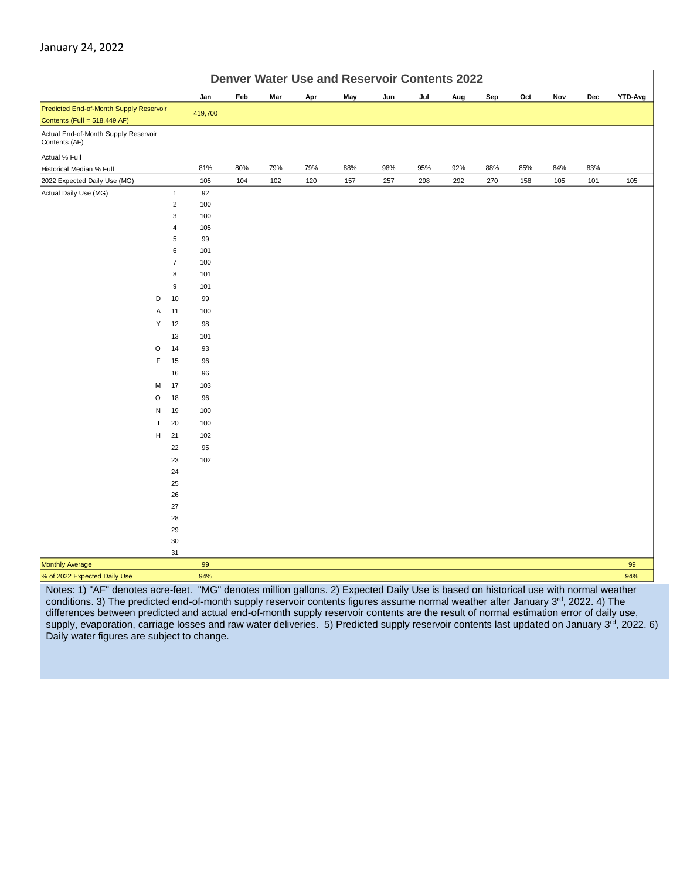January 24, 2022

## Denver Water Use and Reservoir Contents 2022

| | | Jan | Feb | Mar | Apr | May | Jun | Jul | Aug | Sep | Oct | Nov | Dec | YTD-Avg |
|---|---|---|---|---|---|---|---|---|---|---|---|---|---|---|
| Predicted End-of-Month Supply Reservoir Contents (Full = 518,449 AF) | | 419,700 | | | | | | | | | | | | |
| Actual End-of-Month Supply Reservoir Contents (AF) | | | | | | | | | | | | | | |
| Actual % Full | | | | | | | | | | | | | | |
| Historical Median % Full | | 81% | 80% | 79% | 79% | 88% | 98% | 95% | 92% | 88% | 85% | 84% | 83% | |
| 2022 Expected Daily Use (MG) | | 105 | 104 | 102 | 120 | 157 | 257 | 298 | 292 | 270 | 158 | 105 | 101 | 105 |
| Actual Daily Use (MG) | 1 | 92 | | | | | | | | | | | | |
| | 2 | 100 | | | | | | | | | | | | |
| | 3 | 100 | | | | | | | | | | | | |
| | 4 | 105 | | | | | | | | | | | | |
| | 5 | 99 | | | | | | | | | | | | |
| | 6 | 101 | | | | | | | | | | | | |
| | 7 | 100 | | | | | | | | | | | | |
| | 8 | 101 | | | | | | | | | | | | |
| | 9 | 101 | | | | | | | | | | | | |
| D | 10 | 99 | | | | | | | | | | | | |
| A | 11 | 100 | | | | | | | | | | | | |
| Y | 12 | 98 | | | | | | | | | | | | |
| | 13 | 101 | | | | | | | | | | | | |
| O | 14 | 93 | | | | | | | | | | | | |
| F | 15 | 96 | | | | | | | | | | | | |
| | 16 | 96 | | | | | | | | | | | | |
| M | 17 | 103 | | | | | | | | | | | | |
| O | 18 | 96 | | | | | | | | | | | | |
| N | 19 | 100 | | | | | | | | | | | | |
| T | 20 | 100 | | | | | | | | | | | | |
| H | 21 | 102 | | | | | | | | | | | | |
| | 22 | 95 | | | | | | | | | | | | |
| | 23 | 102 | | | | | | | | | | | | |
| | 24 | | | | | | | | | | | | | |
| | 25 | | | | | | | | | | | | | |
| | 26 | | | | | | | | | | | | | |
| | 27 | | | | | | | | | | | | | |
| | 28 | | | | | | | | | | | | | |
| | 29 | | | | | | | | | | | | | |
| | 30 | | | | | | | | | | | | | |
| | 31 | | | | | | | | | | | | | |
| Monthly Average | | 99 | | | | | | | | | | | | 99 |
| % of 2022 Expected Daily Use | | 94% | | | | | | | | | | | | 94% |

Notes: 1) "AF" denotes acre-feet. "MG" denotes million gallons. 2) Expected Daily Use is based on historical use with normal weather conditions. 3) The predicted end-of-month supply reservoir contents figures assume normal weather after January 3rd, 2022. 4) The differences between predicted and actual end-of-month supply reservoir contents are the result of normal estimation error of daily use, supply, evaporation, carriage losses and raw water deliveries. 5) Predicted supply reservoir contents last updated on January 3rd, 2022. 6) Daily water figures are subject to change.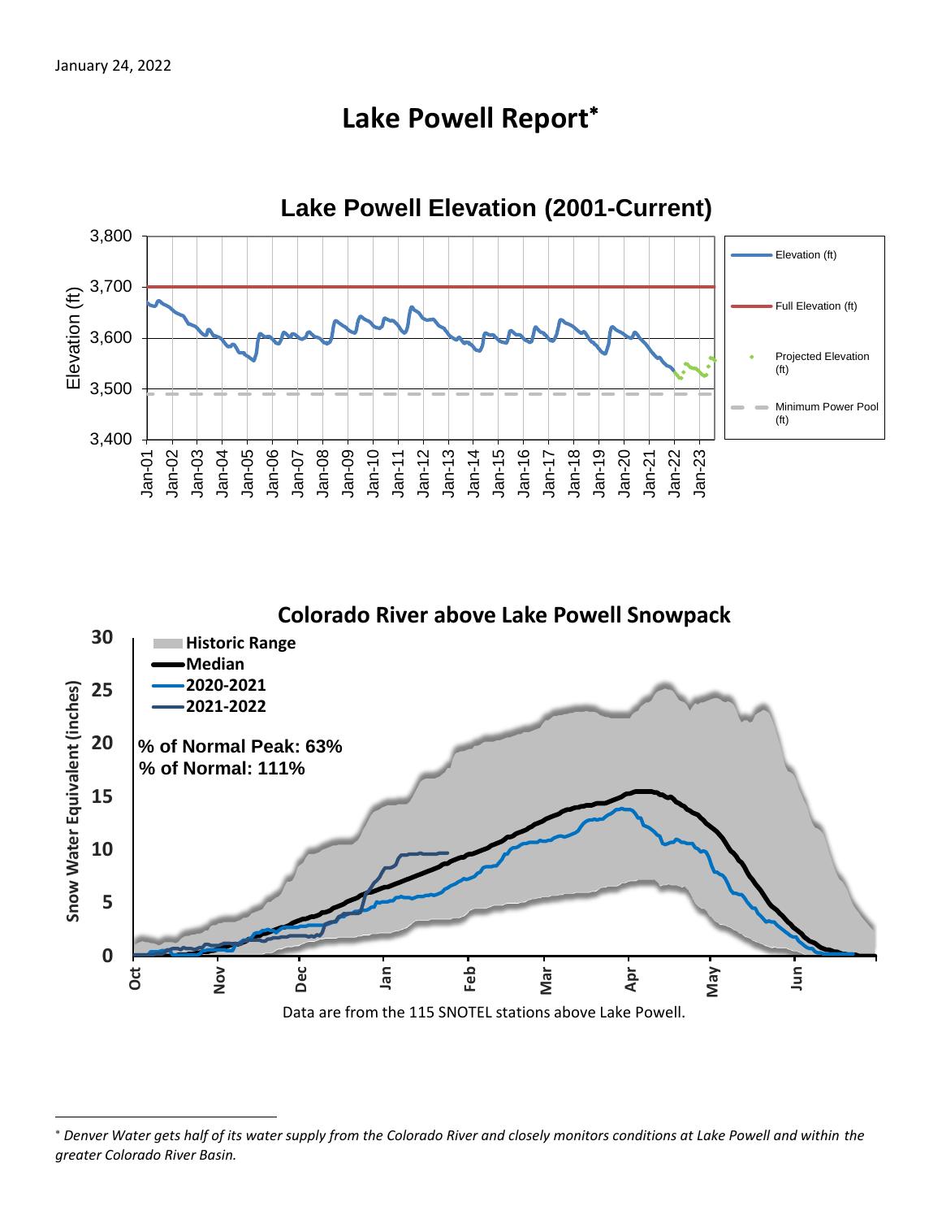January 24, 2022

# Lake Powell Report*

## Lake Powell Elevation (2001-Current)

Elevation (ft)

3,800
3,700
3,600
3,500
3,400

Jan-01 Jan-02 Jan-03 Jan-04 Jan-05 Jan-06 Jan-07 Jan-08 Jan-09 Jan-10 Jan-11 Jan-12 Jan-13 Jan-14 Jan-15 Jan-16 Jan-17 Jan-18 Jan-19 Jan-20 Jan-21 Jan-22 Jan-23

Elevation (ft)
Full Elevation (ft)
Projected Elevation (ft)
Minimum Power Pool (ft)

## Colorado River above Lake Powell Snowpack

Snow Water Equivalent (inches)

30
25
20
15
10
5
0

Oct Nov Dec Jan Feb Mar Apr May Jun

Historic Range
Median
2020-2021
2021-2022

**% of Normal Peak: 63%**
**% of Normal: 111%**

Data are from the 115 SNOTEL stations above Lake Powell.

---

* *Denver Water gets half of its water supply from the Colorado River and closely monitors conditions at Lake Powell and within the greater Colorado River Basin.*